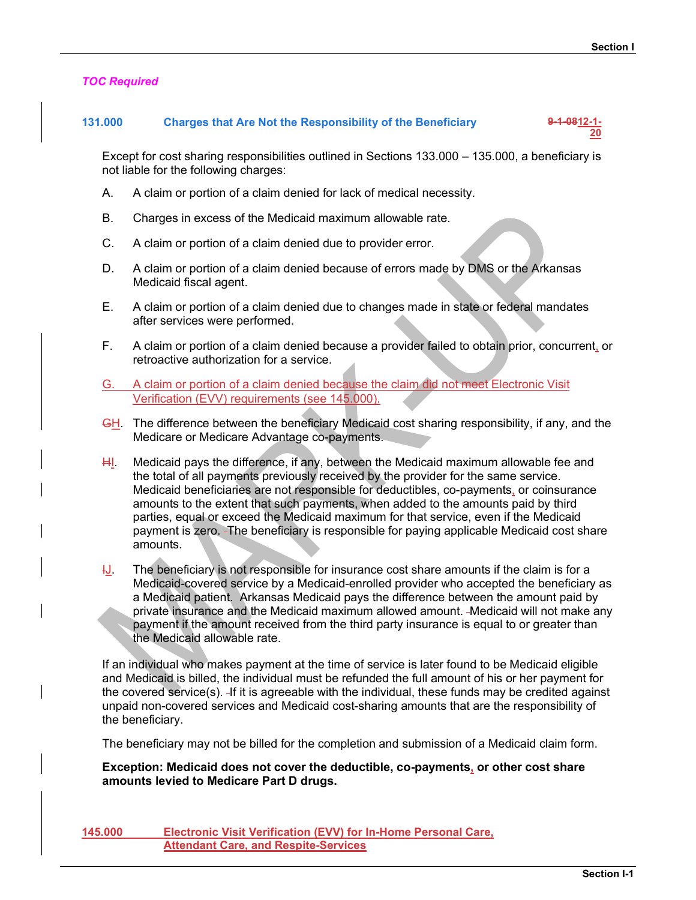*TOC Required*

### 131.000 Charges that Are Not the Responsibility of the Beneficiary ~~9-1-08~~12-1-20

Except for cost sharing responsibilities outlined in Sections 133.000 – 135.000, a beneficiary is not liable for the following charges:

A. A claim or portion of a claim denied for lack of medical necessity.

B. Charges in excess of the Medicaid maximum allowable rate.

C. A claim or portion of a claim denied due to provider error.

D. A claim or portion of a claim denied because of errors made by DMS or the Arkansas Medicaid fiscal agent.

E. A claim or portion of a claim denied due to changes made in state or federal mandates after services were performed.

F. A claim or portion of a claim denied because a provider failed to obtain prior, concurrent, or retroactive authorization for a service.

G. A claim or portion of a claim denied because the claim did not meet Electronic Visit Verification (EVV) requirements (see 145.000).

~~G~~H. The difference between the beneficiary Medicaid cost sharing responsibility, if any, and the Medicare or Medicare Advantage co-payments.

~~H~~I. Medicaid pays the difference, if any, between the Medicaid maximum allowable fee and the total of all payments previously received by the provider for the same service. Medicaid beneficiaries are not responsible for deductibles, co-payments, or coinsurance amounts to the extent that such payments, when added to the amounts paid by third parties, equal or exceed the Medicaid maximum for that service, even if the Medicaid payment is zero. The beneficiary is responsible for paying applicable Medicaid cost share amounts.

~~I~~J. The beneficiary is not responsible for insurance cost share amounts if the claim is for a Medicaid-covered service by a Medicaid-enrolled provider who accepted the beneficiary as a Medicaid patient. Arkansas Medicaid pays the difference between the amount paid by private insurance and the Medicaid maximum allowed amount. Medicaid will not make any payment if the amount received from the third party insurance is equal to or greater than the Medicaid allowable rate.

If an individual who makes payment at the time of service is later found to be Medicaid eligible and Medicaid is billed, the individual must be refunded the full amount of his or her payment for the covered service(s). If it is agreeable with the individual, these funds may be credited against unpaid non-covered services and Medicaid cost-sharing amounts that are the responsibility of the beneficiary.

The beneficiary may not be billed for the completion and submission of a Medicaid claim form.

**Exception: Medicaid does not cover the deductible, co-payments, or other cost share amounts levied to Medicare Part D drugs.**

### 145.000 Electronic Visit Verification (EVV) for In-Home Personal Care, Attendant Care, and Respite-Services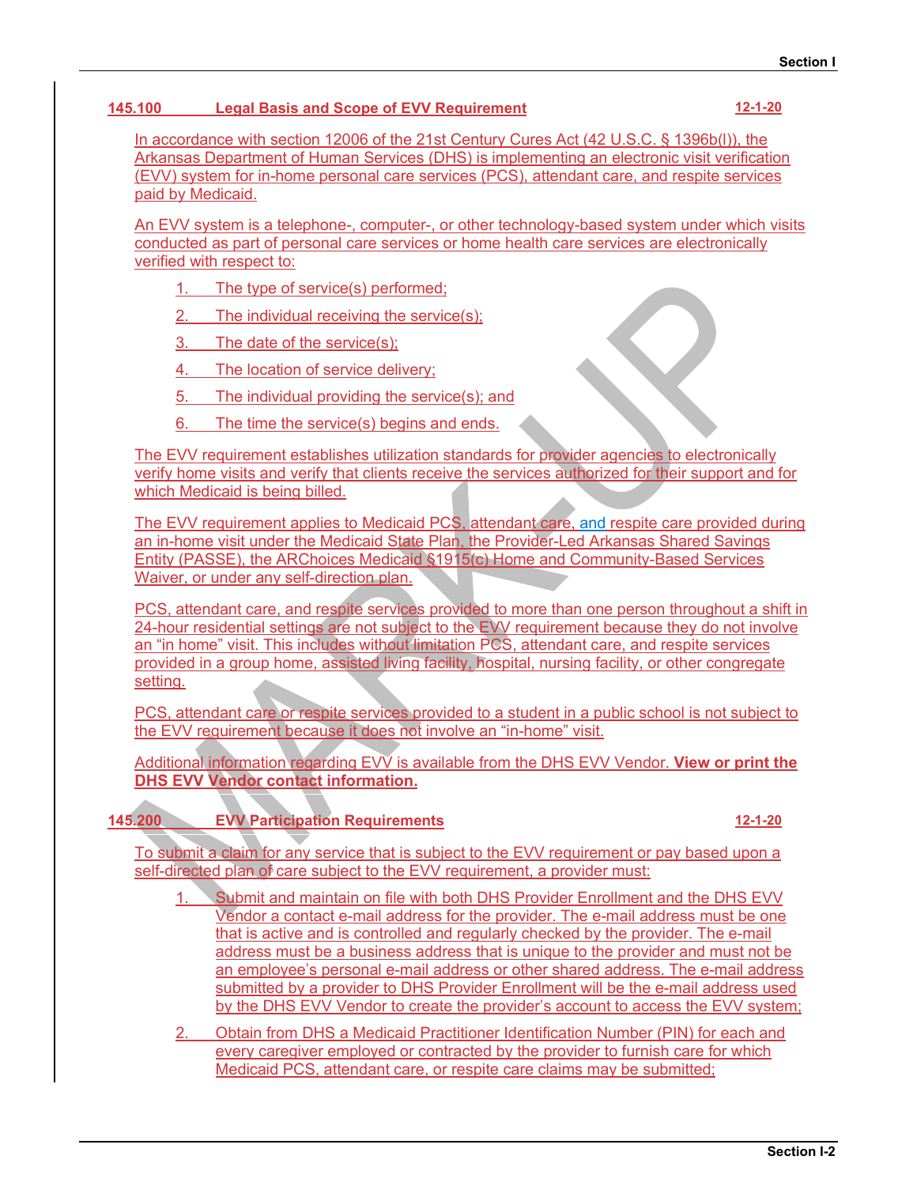## 145.100 Legal Basis and Scope of EVV Requirement 12-1-20

In accordance with section 12006 of the 21st Century Cures Act (42 U.S.C. § 1396b(l)), the Arkansas Department of Human Services (DHS) is implementing an electronic visit verification (EVV) system for in-home personal care services (PCS), attendant care, and respite services paid by Medicaid.

An EVV system is a telephone-, computer-, or other technology-based system under which visits conducted as part of personal care services or home health care services are electronically verified with respect to:

1. The type of service(s) performed;
2. The individual receiving the service(s);
3. The date of the service(s);
4. The location of service delivery;
5. The individual providing the service(s); and
6. The time the service(s) begins and ends.

The EVV requirement establishes utilization standards for provider agencies to electronically verify home visits and verify that clients receive the services authorized for their support and for which Medicaid is being billed.

The EVV requirement applies to Medicaid PCS, attendant care, and respite care provided during an in-home visit under the Medicaid State Plan, the Provider-Led Arkansas Shared Savings Entity (PASSE), the ARChoices Medicaid §1915(c) Home and Community-Based Services Waiver, or under any self-direction plan.

PCS, attendant care, and respite services provided to more than one person throughout a shift in 24-hour residential settings are not subject to the EVV requirement because they do not involve an "in home" visit. This includes without limitation PCS, attendant care, and respite services provided in a group home, assisted living facility, hospital, nursing facility, or other congregate setting.

PCS, attendant care or respite services provided to a student in a public school is not subject to the EVV requirement because it does not involve an "in-home" visit.

Additional information regarding EVV is available from the DHS EVV Vendor. **View or print the DHS EVV Vendor contact information.**

## 145.200 EVV Participation Requirements 12-1-20

To submit a claim for any service that is subject to the EVV requirement or pay based upon a self-directed plan of care subject to the EVV requirement, a provider must:

1. Submit and maintain on file with both DHS Provider Enrollment and the DHS EVV Vendor a contact e-mail address for the provider. The e-mail address must be one that is active and is controlled and regularly checked by the provider. The e-mail address must be a business address that is unique to the provider and must not be an employee's personal e-mail address or other shared address. The e-mail address submitted by a provider to DHS Provider Enrollment will be the e-mail address used by the DHS EVV Vendor to create the provider's account to access the EVV system;
2. Obtain from DHS a Medicaid Practitioner Identification Number (PIN) for each and every caregiver employed or contracted by the provider to furnish care for which Medicaid PCS, attendant care, or respite care claims may be submitted;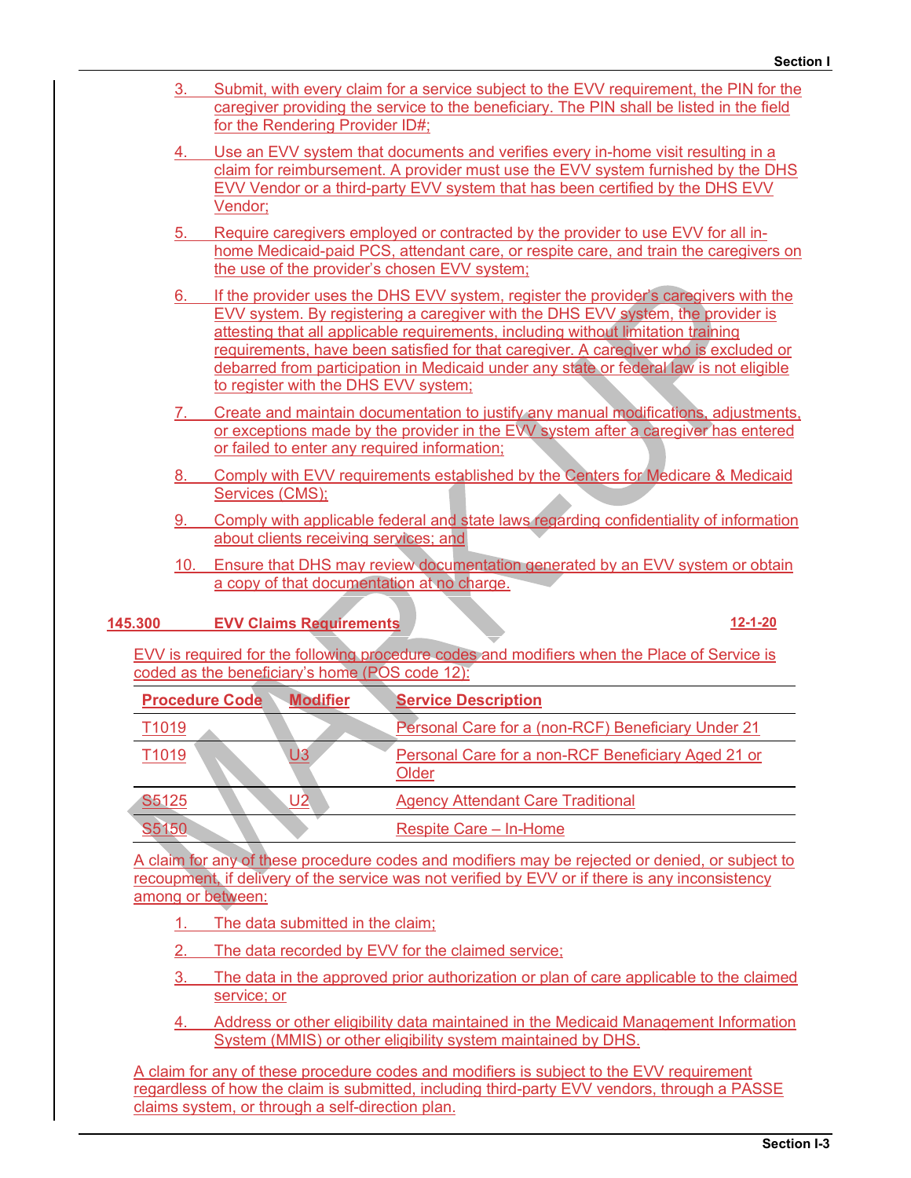3. Submit, with every claim for a service subject to the EVV requirement, the PIN for the caregiver providing the service to the beneficiary. The PIN shall be listed in the field for the Rendering Provider ID#;

4. Use an EVV system that documents and verifies every in-home visit resulting in a claim for reimbursement. A provider must use the EVV system furnished by the DHS EVV Vendor or a third-party EVV system that has been certified by the DHS EVV Vendor;

5. Require caregivers employed or contracted by the provider to use EVV for all in-home Medicaid-paid PCS, attendant care, or respite care, and train the caregivers on the use of the provider's chosen EVV system;

6. If the provider uses the DHS EVV system, register the provider's caregivers with the EVV system. By registering a caregiver with the DHS EVV system, the provider is attesting that all applicable requirements, including without limitation training requirements, have been satisfied for that caregiver. A caregiver who is excluded or debarred from participation in Medicaid under any state or federal law is not eligible to register with the DHS EVV system;

7. Create and maintain documentation to justify any manual modifications, adjustments, or exceptions made by the provider in the EVV system after a caregiver has entered or failed to enter any required information;

8. Comply with EVV requirements established by the Centers for Medicare & Medicaid Services (CMS);

9. Comply with applicable federal and state laws regarding confidentiality of information about clients receiving services; and

10. Ensure that DHS may review documentation generated by an EVV system or obtain a copy of that documentation at no charge.

## 145.300 EVV Claims Requirements 12-1-20

EVV is required for the following procedure codes and modifiers when the Place of Service is coded as the beneficiary's home (POS code 12):

| Procedure Code | Modifier | Service Description |
|---|---|---|
| T1019 | | Personal Care for a (non-RCF) Beneficiary Under 21 |
| T1019 | U3 | Personal Care for a non-RCF Beneficiary Aged 21 or Older |
| S5125 | U2 | Agency Attendant Care Traditional |
| S5150 | | Respite Care – In-Home |

A claim for any of these procedure codes and modifiers may be rejected or denied, or subject to recoupment, if delivery of the service was not verified by EVV or if there is any inconsistency among or between:

1. The data submitted in the claim;

2. The data recorded by EVV for the claimed service;

3. The data in the approved prior authorization or plan of care applicable to the claimed service; or

4. Address or other eligibility data maintained in the Medicaid Management Information System (MMIS) or other eligibility system maintained by DHS.

A claim for any of these procedure codes and modifiers is subject to the EVV requirement regardless of how the claim is submitted, including third-party EVV vendors, through a PASSE claims system, or through a self-direction plan.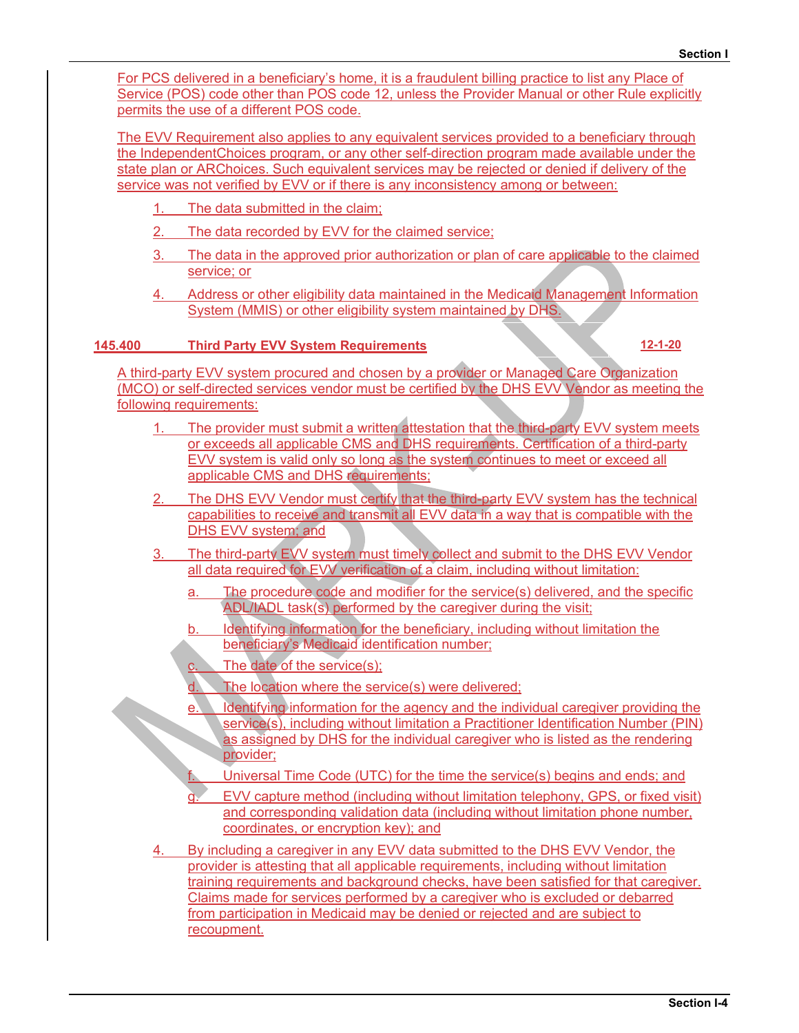For PCS delivered in a beneficiary's home, it is a fraudulent billing practice to list any Place of Service (POS) code other than POS code 12, unless the Provider Manual or other Rule explicitly permits the use of a different POS code.

The EVV Requirement also applies to any equivalent services provided to a beneficiary through the IndependentChoices program, or any other self-direction program made available under the state plan or ARChoices. Such equivalent services may be rejected or denied if delivery of the service was not verified by EVV or if there is any inconsistency among or between:

1. The data submitted in the claim;
2. The data recorded by EVV for the claimed service;
3. The data in the approved prior authorization or plan of care applicable to the claimed service; or
4. Address or other eligibility data maintained in the Medicaid Management Information System (MMIS) or other eligibility system maintained by DHS.

## 145.400 Third Party EVV System Requirements 12-1-20

A third-party EVV system procured and chosen by a provider or Managed Care Organization (MCO) or self-directed services vendor must be certified by the DHS EVV Vendor as meeting the following requirements:

1. The provider must submit a written attestation that the third-party EVV system meets or exceeds all applicable CMS and DHS requirements. Certification of a third-party EVV system is valid only so long as the system continues to meet or exceed all applicable CMS and DHS requirements;
2. The DHS EVV Vendor must certify that the third-party EVV system has the technical capabilities to receive and transmit all EVV data in a way that is compatible with the DHS EVV system; and
3. The third-party EVV system must timely collect and submit to the DHS EVV Vendor all data required for EVV verification of a claim, including without limitation:
   a. The procedure code and modifier for the service(s) delivered, and the specific ADL/IADL task(s) performed by the caregiver during the visit;
   b. Identifying information for the beneficiary, including without limitation the beneficiary's Medicaid identification number;
   c. The date of the service(s);
   d. The location where the service(s) were delivered;
   e. Identifying information for the agency and the individual caregiver providing the service(s), including without limitation a Practitioner Identification Number (PIN) as assigned by DHS for the individual caregiver who is listed as the rendering provider;
   f. Universal Time Code (UTC) for the time the service(s) begins and ends; and
   g. EVV capture method (including without limitation telephony, GPS, or fixed visit) and corresponding validation data (including without limitation phone number, coordinates, or encryption key); and
4. By including a caregiver in any EVV data submitted to the DHS EVV Vendor, the provider is attesting that all applicable requirements, including without limitation training requirements and background checks, have been satisfied for that caregiver. Claims made for services performed by a caregiver who is excluded or debarred from participation in Medicaid may be denied or rejected and are subject to recoupment.